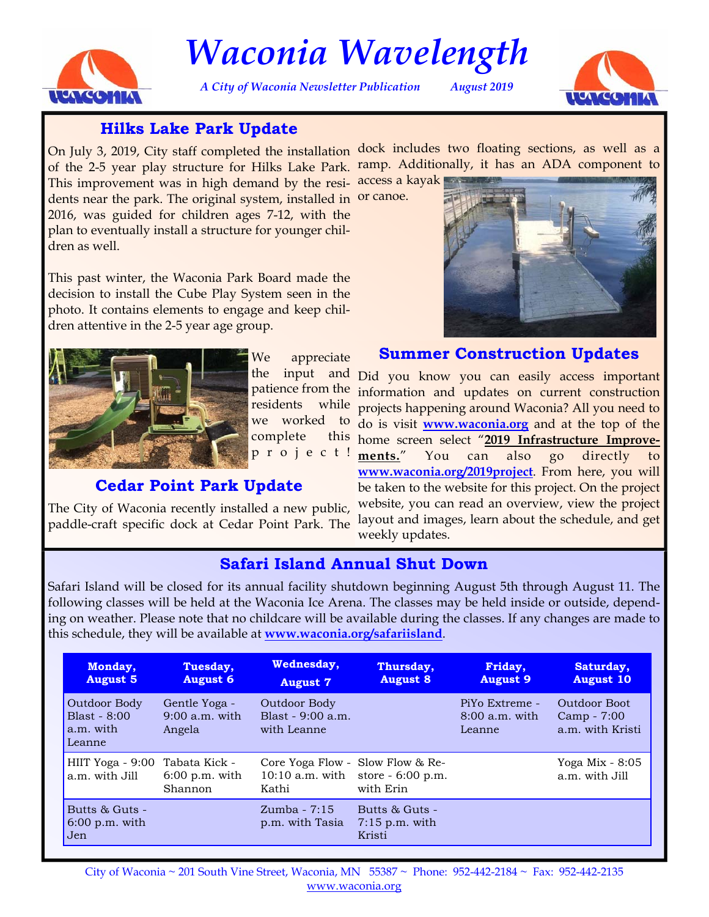# Waconia Wavelength

*A City of Waconia Newsletter Publication* *August 2019*

## Hilks Lake Park Update

On July 3, 2019, City staff completed the installation of the 2-5 year play structure for Hilks Lake Park. This improvement was in high demand by the residents near the park. The original system, installed in 2016, was guided for children ages 7-12, with the plan to eventually install a structure for younger children as well.

This past winter, the Waconia Park Board made the decision to install the Cube Play System seen in the photo. It contains elements to engage and keep children attentive in the 2-5 year age group.

We appreciate the input and patience from the residents while we worked to complete this project!

## Cedar Point Park Update

The City of Waconia recently installed a new public, paddle-craft specific dock at Cedar Point Park. The dock includes two floating sections, as well as a ramp. Additionally, it has an ADA component to access a kayak or canoe.

## Summer Construction Updates

Did you know you can easily access important information and updates on current construction projects happening around Waconia? All you need to do is visit **www.waconia.org** and at the top of the home screen select "**2019 Infrastructure Improvements.**" You can also go directly to **www.waconia.org/2019project**. From here, you will be taken to the website for this project. On the project website, you can read an overview, view the project layout and images, learn about the schedule, and get weekly updates.

## Safari Island Annual Shut Down

Safari Island will be closed for its annual facility shutdown beginning August 5th through August 11. The following classes will be held at the Waconia Ice Arena. The classes may be held inside or outside, depending on weather. Please note that no childcare will be available during the classes. If any changes are made to this schedule, they will be available at **www.waconia.org/safariisland**.

| Monday, August 5 | Tuesday, August 6 | Wednesday, August 7 | Thursday, August 8 | Friday, August 9 | Saturday, August 10 |
|---|---|---|---|---|---|
| Outdoor Body Blast - 8:00 a.m. with Leanne | Gentle Yoga - 9:00 a.m. with Angela | Outdoor Body Blast - 9:00 a.m. with Leanne | | PiYo Extreme - 8:00 a.m. with Leanne | Outdoor Boot Camp - 7:00 a.m. with Kristi |
| HIIT Yoga - 9:00 a.m. with Jill | Tabata Kick - 6:00 p.m. with Shannon | Core Yoga Flow - 10:10 a.m. with Kathi | Slow Flow & Restore - 6:00 p.m. with Erin | | Yoga Mix - 8:05 a.m. with Jill |
| Butts & Guts - 6:00 p.m. with Jen | | Zumba - 7:15 p.m. with Tasia | Butts & Guts - 7:15 p.m. with Kristi | | |

City of Waconia ~ 201 South Vine Street, Waconia, MN 55387 ~ Phone: 952-442-2184 ~ Fax: 952-442-2135
www.waconia.org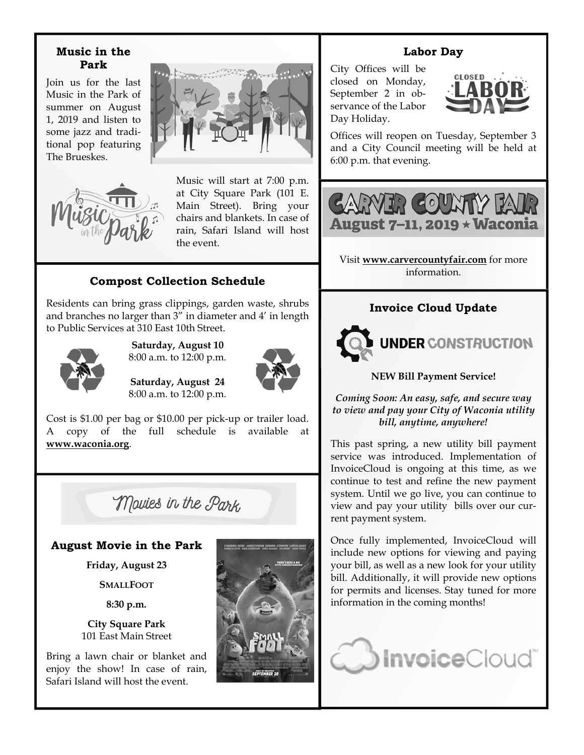## Music in the Park

Join us for the last Music in the Park of summer on August 1, 2019 and listen to some jazz and traditional pop featuring The Brueskes.

Music will start at 7:00 p.m. at City Square Park (101 E. Main Street). Bring your chairs and blankets. In case of rain, Safari Island will host the event.

## Compost Collection Schedule

Residents can bring grass clippings, garden waste, shrubs and branches no larger than 3" in diameter and 4' in length to Public Services at 310 East 10th Street.

**Saturday, August 10**
8:00 a.m. to 12:00 p.m.

**Saturday, August 24**
8:00 a.m. to 12:00 p.m.

Cost is $1.00 per bag or $10.00 per pick-up or trailer load. A copy of the full schedule is available at **www.waconia.org**.

## Movies in the Park

### August Movie in the Park

**Friday, August 23**

**SMALLFOOT**

**8:30 p.m.**

**City Square Park**
101 East Main Street

Bring a lawn chair or blanket and enjoy the show! In case of rain, Safari Island will host the event.

## Labor Day

City Offices will be closed on Monday, September 2 in observance of the Labor Day Holiday.

Offices will reopen on Tuesday, September 3 and a City Council meeting will be held at 6:00 p.m. that evening.

## Carver County Fair

**August 7–11, 2019 ★ Waconia**

Visit **www.carvercountyfair.com** for more information.

## Invoice Cloud Update

UNDER CONSTRUCTION

**NEW Bill Payment Service!**

***Coming Soon: An easy, safe, and secure way to view and pay your City of Waconia utility bill, anytime, anywhere!***

This past spring, a new utility bill payment service was introduced. Implementation of InvoiceCloud is ongoing at this time, as we continue to test and refine the new payment system. Until we go live, you can continue to view and pay your utility bills over our current payment system.

Once fully implemented, InvoiceCloud will include new options for viewing and paying your bill, as well as a new look for your utility bill. Additionally, it will provide new options for permits and licenses. Stay tuned for more information in the coming months!